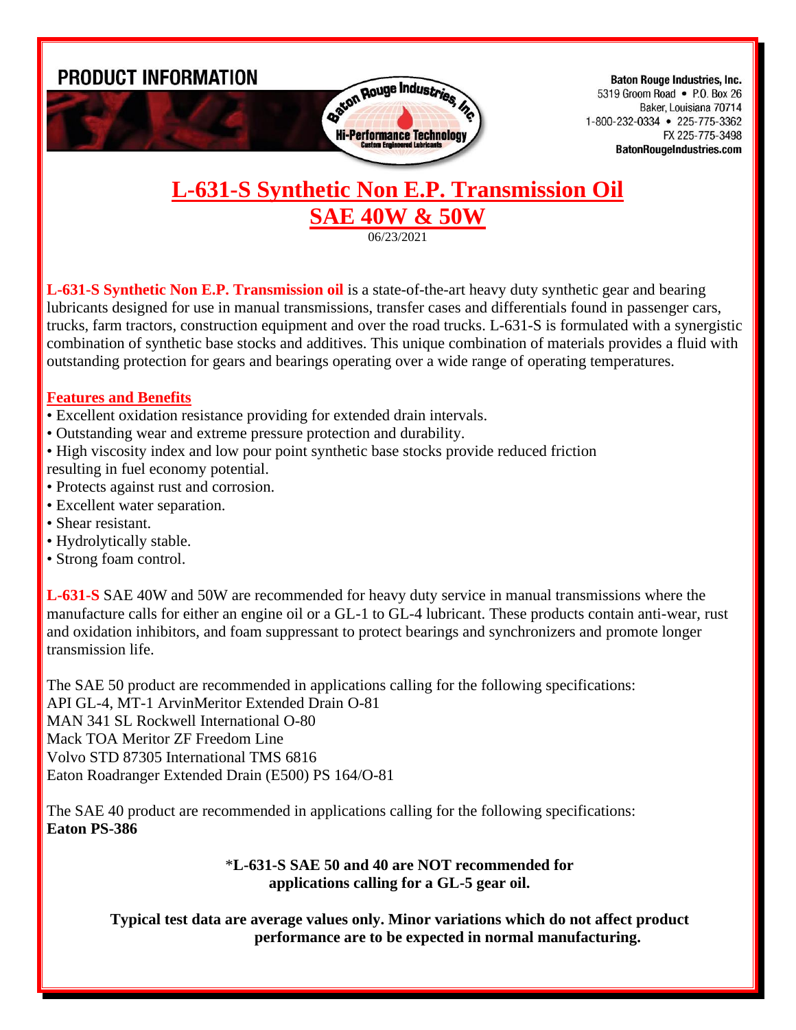PRODUCT INFORMATION

Baton Rouge Industries, Inc.
Hi-Performance Technology
Custom Engineered Lubricants

**Baton Rouge Industries, Inc.**
5319 Groom Road • P.O. Box 26
Baker, Louisiana 70714
1-800-232-0334 • 225-775-3362
FX 225-775-3498
**BatonRougeIndustries.com**

# L-631-S Synthetic Non E.P. Transmission Oil
# SAE 40W & 50W

06/23/2021

**L-631-S Synthetic Non E.P. Transmission oil** is a state-of-the-art heavy duty synthetic gear and bearing lubricants designed for use in manual transmissions, transfer cases and differentials found in passenger cars, trucks, farm tractors, construction equipment and over the road trucks. L-631-S is formulated with a synergistic combination of synthetic base stocks and additives. This unique combination of materials provides a fluid with outstanding protection for gears and bearings operating over a wide range of operating temperatures.

## Features and Benefits

- Excellent oxidation resistance providing for extended drain intervals.
- Outstanding wear and extreme pressure protection and durability.
- High viscosity index and low pour point synthetic base stocks provide reduced friction resulting in fuel economy potential.
- Protects against rust and corrosion.
- Excellent water separation.
- Shear resistant.
- Hydrolytically stable.
- Strong foam control.

**L-631-S** SAE 40W and 50W are recommended for heavy duty service in manual transmissions where the manufacture calls for either an engine oil or a GL-1 to GL-4 lubricant. These products contain anti-wear, rust and oxidation inhibitors, and foam suppressant to protect bearings and synchronizers and promote longer transmission life.

The SAE 50 product are recommended in applications calling for the following specifications:
API GL-4, MT-1 ArvinMeritor Extended Drain O-81
MAN 341 SL Rockwell International O-80
Mack TOA Meritor ZF Freedom Line
Volvo STD 87305 International TMS 6816
Eaton Roadranger Extended Drain (E500) PS 164/O-81

The SAE 40 product are recommended in applications calling for the following specifications:
**Eaton PS-386**

*__L-631-S SAE 50 and 40 are NOT recommended for applications calling for a GL-5 gear oil.__*

**Typical test data are average values only. Minor variations which do not affect product performance are to be expected in normal manufacturing.**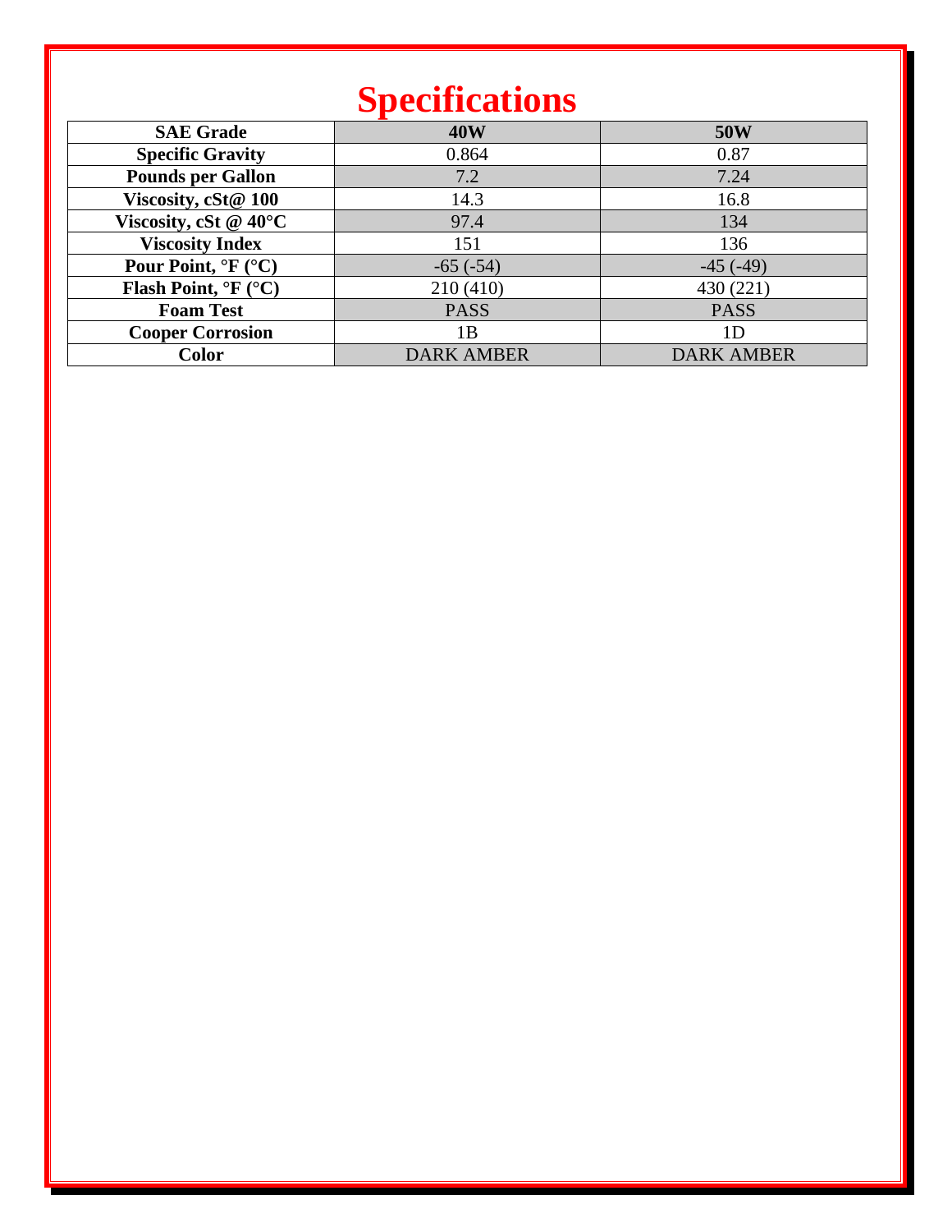# Specifications

| SAE Grade | 40W | 50W |
|---|---|---|
| Specific Gravity | 0.864 | 0.87 |
| Pounds per Gallon | 7.2 | 7.24 |
| Viscosity, cSt@ 100 | 14.3 | 16.8 |
| Viscosity, cSt @ 40°C | 97.4 | 134 |
| Viscosity Index | 151 | 136 |
| Pour Point, °F (°C) | -65 (-54) | -45 (-49) |
| Flash Point, °F (°C) | 210 (410) | 430 (221) |
| Foam Test | PASS | PASS |
| Cooper Corrosion | 1B | 1D |
| Color | DARK AMBER | DARK AMBER |